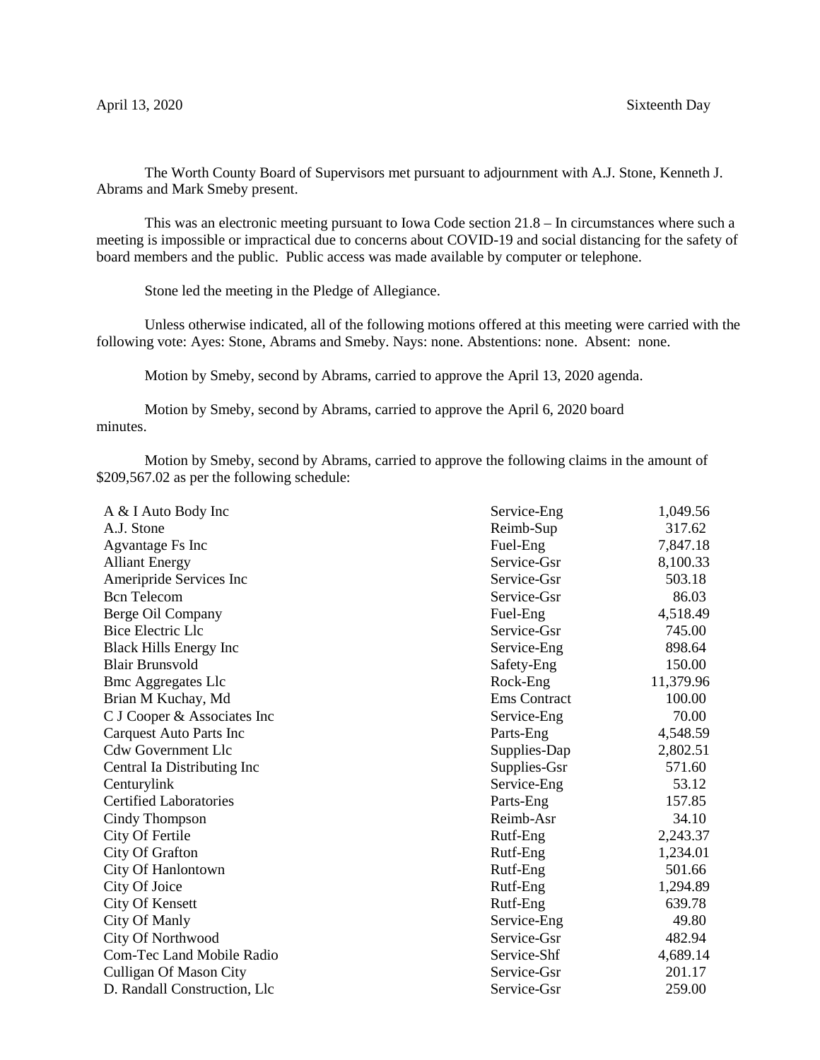April 13, 2020 Sixteenth Day

The Worth County Board of Supervisors met pursuant to adjournment with A.J. Stone, Kenneth J. Abrams and Mark Smeby present.

This was an electronic meeting pursuant to Iowa Code section 21.8 – In circumstances where such a meeting is impossible or impractical due to concerns about COVID-19 and social distancing for the safety of board members and the public. Public access was made available by computer or telephone.

Stone led the meeting in the Pledge of Allegiance.

Unless otherwise indicated, all of the following motions offered at this meeting were carried with the following vote: Ayes: Stone, Abrams and Smeby. Nays: none. Abstentions: none. Absent: none.

Motion by Smeby, second by Abrams, carried to approve the April 13, 2020 agenda.

Motion by Smeby, second by Abrams, carried to approve the April 6, 2020 board minutes.

Motion by Smeby, second by Abrams, carried to approve the following claims in the amount of $209,567.02 as per the following schedule:

| | | |
|---|---|---|
| A & I Auto Body Inc | Service-Eng | 1,049.56 |
| A.J. Stone | Reimb-Sup | 317.62 |
| Agvantage Fs Inc | Fuel-Eng | 7,847.18 |
| Alliant Energy | Service-Gsr | 8,100.33 |
| Ameripride Services Inc | Service-Gsr | 503.18 |
| Bcn Telecom | Service-Gsr | 86.03 |
| Berge Oil Company | Fuel-Eng | 4,518.49 |
| Bice Electric Llc | Service-Gsr | 745.00 |
| Black Hills Energy Inc | Service-Eng | 898.64 |
| Blair Brunsvold | Safety-Eng | 150.00 |
| Bmc Aggregates Llc | Rock-Eng | 11,379.96 |
| Brian M Kuchay, Md | Ems Contract | 100.00 |
| C J Cooper & Associates Inc | Service-Eng | 70.00 |
| Carquest Auto Parts Inc | Parts-Eng | 4,548.59 |
| Cdw Government Llc | Supplies-Dap | 2,802.51 |
| Central Ia Distributing Inc | Supplies-Gsr | 571.60 |
| Centurylink | Service-Eng | 53.12 |
| Certified Laboratories | Parts-Eng | 157.85 |
| Cindy Thompson | Reimb-Asr | 34.10 |
| City Of Fertile | Rutf-Eng | 2,243.37 |
| City Of Grafton | Rutf-Eng | 1,234.01 |
| City Of Hanlontown | Rutf-Eng | 501.66 |
| City Of Joice | Rutf-Eng | 1,294.89 |
| City Of Kensett | Rutf-Eng | 639.78 |
| City Of Manly | Service-Eng | 49.80 |
| City Of Northwood | Service-Gsr | 482.94 |
| Com-Tec Land Mobile Radio | Service-Shf | 4,689.14 |
| Culligan Of Mason City | Service-Gsr | 201.17 |
| D. Randall Construction, Llc | Service-Gsr | 259.00 |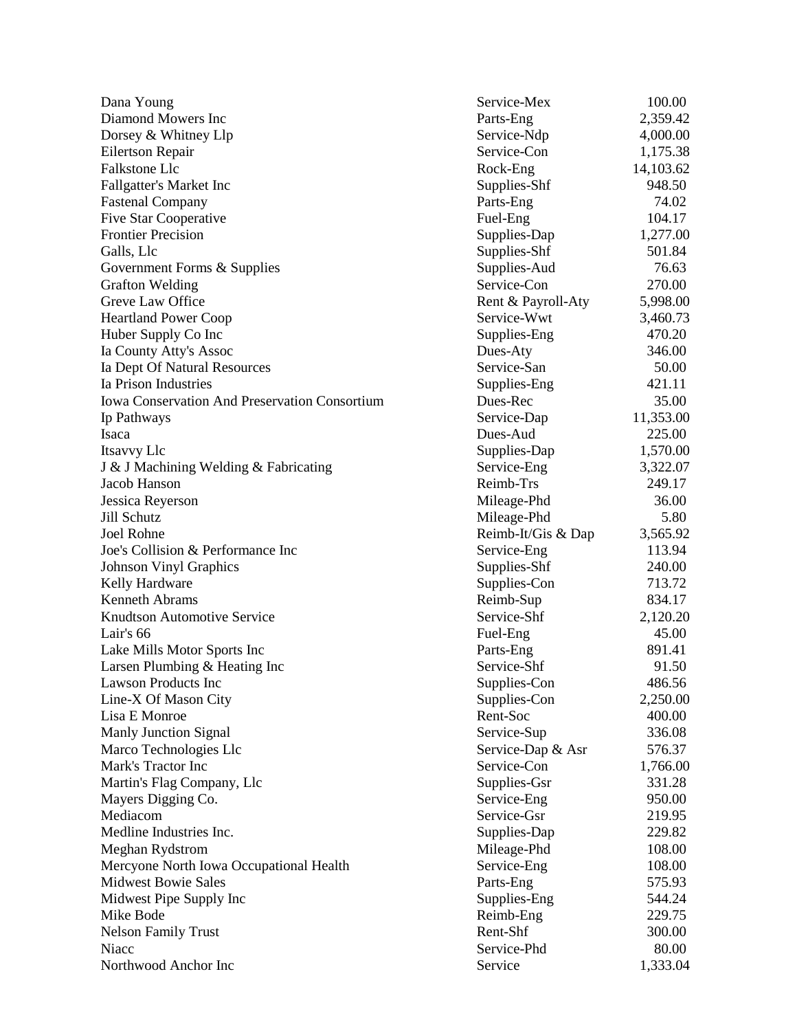| | | |
|---|---|---|
| Dana Young | Service-Mex | 100.00 |
| Diamond Mowers Inc | Parts-Eng | 2,359.42 |
| Dorsey & Whitney Llp | Service-Ndp | 4,000.00 |
| Eilertson Repair | Service-Con | 1,175.38 |
| Falkstone Llc | Rock-Eng | 14,103.62 |
| Fallgatter's Market Inc | Supplies-Shf | 948.50 |
| Fastenal Company | Parts-Eng | 74.02 |
| Five Star Cooperative | Fuel-Eng | 104.17 |
| Frontier Precision | Supplies-Dap | 1,277.00 |
| Galls, Llc | Supplies-Shf | 501.84 |
| Government Forms & Supplies | Supplies-Aud | 76.63 |
| Grafton Welding | Service-Con | 270.00 |
| Greve Law Office | Rent & Payroll-Aty | 5,998.00 |
| Heartland Power Coop | Service-Wwt | 3,460.73 |
| Huber Supply Co Inc | Supplies-Eng | 470.20 |
| Ia County Atty's Assoc | Dues-Aty | 346.00 |
| Ia Dept Of Natural Resources | Service-San | 50.00 |
| Ia Prison Industries | Supplies-Eng | 421.11 |
| Iowa Conservation And Preservation Consortium | Dues-Rec | 35.00 |
| Ip Pathways | Service-Dap | 11,353.00 |
| Isaca | Dues-Aud | 225.00 |
| Itsavvy Llc | Supplies-Dap | 1,570.00 |
| J & J Machining Welding & Fabricating | Service-Eng | 3,322.07 |
| Jacob Hanson | Reimb-Trs | 249.17 |
| Jessica Reyerson | Mileage-Phd | 36.00 |
| Jill Schutz | Mileage-Phd | 5.80 |
| Joel Rohne | Reimb-It/Gis & Dap | 3,565.92 |
| Joe's Collision & Performance Inc | Service-Eng | 113.94 |
| Johnson Vinyl Graphics | Supplies-Shf | 240.00 |
| Kelly Hardware | Supplies-Con | 713.72 |
| Kenneth Abrams | Reimb-Sup | 834.17 |
| Knudtson Automotive Service | Service-Shf | 2,120.20 |
| Lair's 66 | Fuel-Eng | 45.00 |
| Lake Mills Motor Sports Inc | Parts-Eng | 891.41 |
| Larsen Plumbing & Heating Inc | Service-Shf | 91.50 |
| Lawson Products Inc | Supplies-Con | 486.56 |
| Line-X Of Mason City | Supplies-Con | 2,250.00 |
| Lisa E Monroe | Rent-Soc | 400.00 |
| Manly Junction Signal | Service-Sup | 336.08 |
| Marco Technologies Llc | Service-Dap & Asr | 576.37 |
| Mark's Tractor Inc | Service-Con | 1,766.00 |
| Martin's Flag Company, Llc | Supplies-Gsr | 331.28 |
| Mayers Digging Co. | Service-Eng | 950.00 |
| Mediacom | Service-Gsr | 219.95 |
| Medline Industries Inc. | Supplies-Dap | 229.82 |
| Meghan Rydstrom | Mileage-Phd | 108.00 |
| Mercyone North Iowa Occupational Health | Service-Eng | 108.00 |
| Midwest Bowie Sales | Parts-Eng | 575.93 |
| Midwest Pipe Supply Inc | Supplies-Eng | 544.24 |
| Mike Bode | Reimb-Eng | 229.75 |
| Nelson Family Trust | Rent-Shf | 300.00 |
| Niacc | Service-Phd | 80.00 |
| Northwood Anchor Inc | Service | 1,333.04 |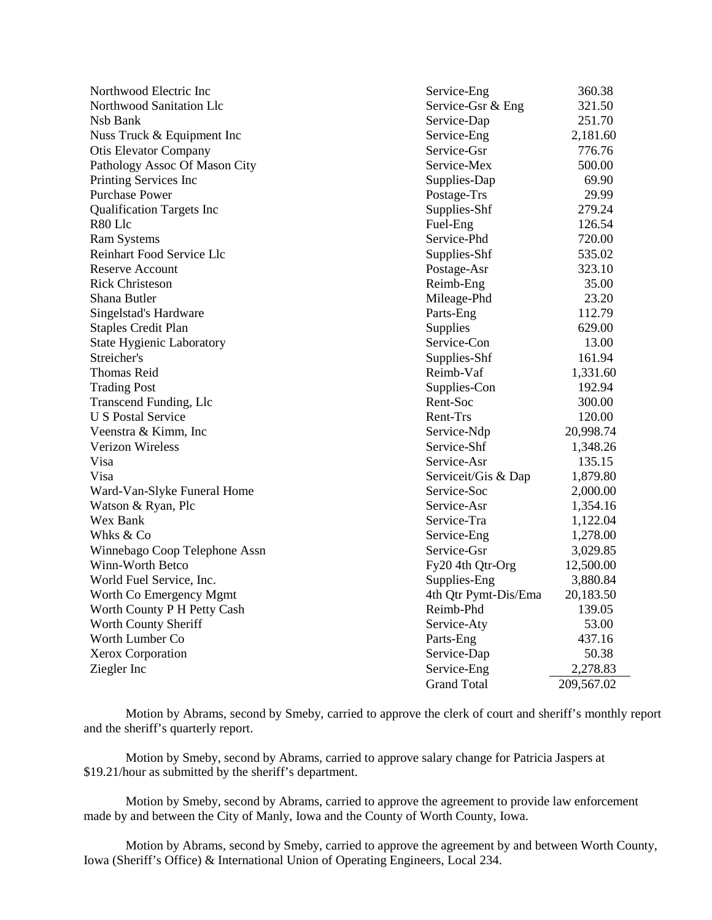| | | |
|---|---|---|
| Northwood Electric Inc | Service-Eng | 360.38 |
| Northwood Sanitation Llc | Service-Gsr & Eng | 321.50 |
| Nsb Bank | Service-Dap | 251.70 |
| Nuss Truck & Equipment Inc | Service-Eng | 2,181.60 |
| Otis Elevator Company | Service-Gsr | 776.76 |
| Pathology Assoc Of Mason City | Service-Mex | 500.00 |
| Printing Services Inc | Supplies-Dap | 69.90 |
| Purchase Power | Postage-Trs | 29.99 |
| Qualification Targets Inc | Supplies-Shf | 279.24 |
| R80 Llc | Fuel-Eng | 126.54 |
| Ram Systems | Service-Phd | 720.00 |
| Reinhart Food Service Llc | Supplies-Shf | 535.02 |
| Reserve Account | Postage-Asr | 323.10 |
| Rick Christeson | Reimb-Eng | 35.00 |
| Shana Butler | Mileage-Phd | 23.20 |
| Singelstad's Hardware | Parts-Eng | 112.79 |
| Staples Credit Plan | Supplies | 629.00 |
| State Hygienic Laboratory | Service-Con | 13.00 |
| Streicher's | Supplies-Shf | 161.94 |
| Thomas Reid | Reimb-Vaf | 1,331.60 |
| Trading Post | Supplies-Con | 192.94 |
| Transcend Funding, Llc | Rent-Soc | 300.00 |
| U S Postal Service | Rent-Trs | 120.00 |
| Veenstra & Kimm, Inc | Service-Ndp | 20,998.74 |
| Verizon Wireless | Service-Shf | 1,348.26 |
| Visa | Service-Asr | 135.15 |
| Visa | Serviceit/Gis & Dap | 1,879.80 |
| Ward-Van-Slyke Funeral Home | Service-Soc | 2,000.00 |
| Watson & Ryan, Plc | Service-Asr | 1,354.16 |
| Wex Bank | Service-Tra | 1,122.04 |
| Whks & Co | Service-Eng | 1,278.00 |
| Winnebago Coop Telephone Assn | Service-Gsr | 3,029.85 |
| Winn-Worth Betco | Fy20 4th Qtr-Org | 12,500.00 |
| World Fuel Service, Inc. | Supplies-Eng | 3,880.84 |
| Worth Co Emergency Mgmt | 4th Qtr Pymt-Dis/Ema | 20,183.50 |
| Worth County P H Petty Cash | Reimb-Phd | 139.05 |
| Worth County Sheriff | Service-Aty | 53.00 |
| Worth Lumber Co | Parts-Eng | 437.16 |
| Xerox Corporation | Service-Dap | 50.38 |
| Ziegler Inc | Service-Eng | 2,278.83 |
| | Grand Total | 209,567.02 |

Motion by Abrams, second by Smeby, carried to approve the clerk of court and sheriff's monthly report and the sheriff's quarterly report.

Motion by Smeby, second by Abrams, carried to approve salary change for Patricia Jaspers at $19.21/hour as submitted by the sheriff's department.

Motion by Smeby, second by Abrams, carried to approve the agreement to provide law enforcement made by and between the City of Manly, Iowa and the County of Worth County, Iowa.

Motion by Abrams, second by Smeby, carried to approve the agreement by and between Worth County, Iowa (Sheriff's Office) & International Union of Operating Engineers, Local 234.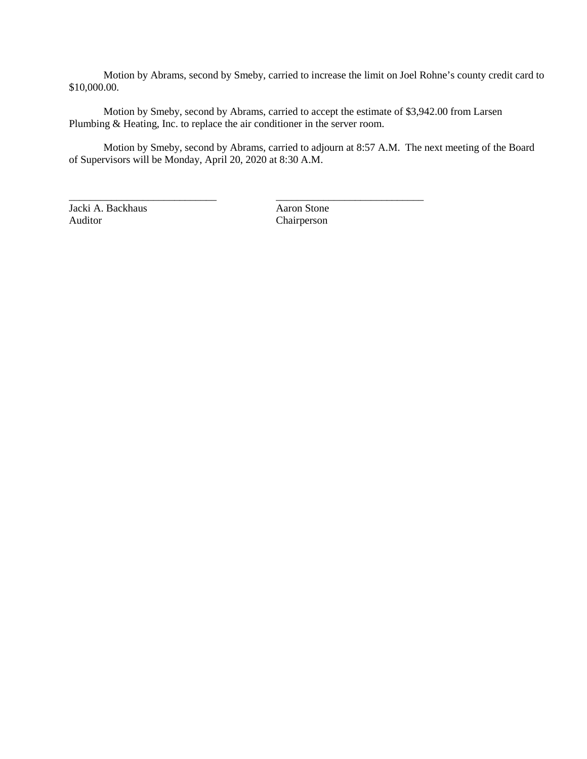Motion by Abrams, second by Smeby, carried to increase the limit on Joel Rohne's county credit card to $10,000.00.

Motion by Smeby, second by Abrams, carried to accept the estimate of $3,942.00 from Larsen Plumbing & Heating, Inc. to replace the air conditioner in the server room.

Motion by Smeby, second by Abrams, carried to adjourn at 8:57 A.M. The next meeting of the Board of Supervisors will be Monday, April 20, 2020 at 8:30 A.M.

| | |
|---|---|
| ____________________________ | ____________________________ |
| Jacki A. Backhaus | Aaron Stone |
| Auditor | Chairperson |